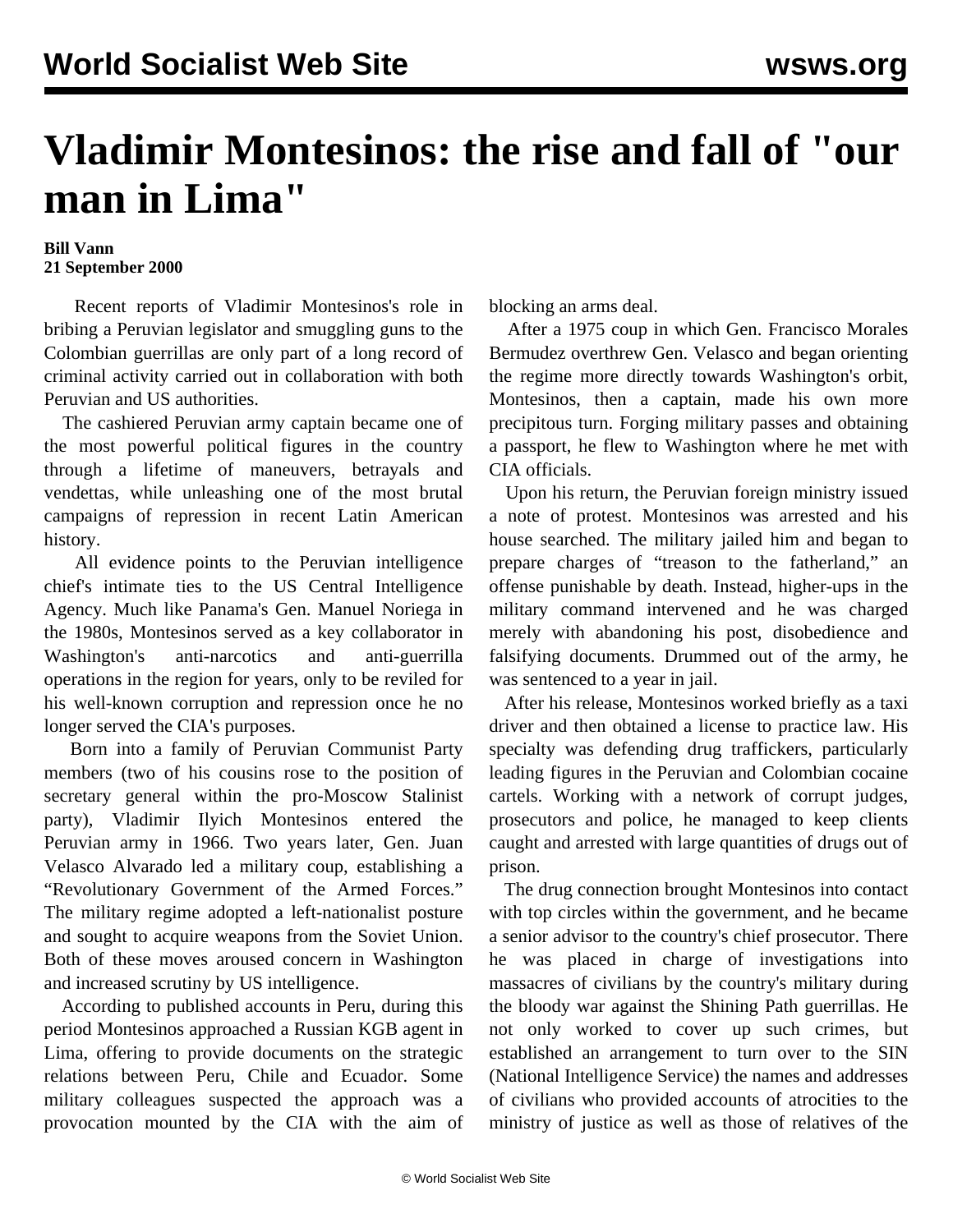# Vladimir Montesinos: the rise and fall of "our man in Lima"

**Bill Vann**
**21 September 2000**

Recent reports of Vladimir Montesinos's role in bribing a Peruvian legislator and smuggling guns to the Colombian guerrillas are only part of a long record of criminal activity carried out in collaboration with both Peruvian and US authorities.

The cashiered Peruvian army captain became one of the most powerful political figures in the country through a lifetime of maneuvers, betrayals and vendettas, while unleashing one of the most brutal campaigns of repression in recent Latin American history.

All evidence points to the Peruvian intelligence chief's intimate ties to the US Central Intelligence Agency. Much like Panama's Gen. Manuel Noriega in the 1980s, Montesinos served as a key collaborator in Washington's anti-narcotics and anti-guerrilla operations in the region for years, only to be reviled for his well-known corruption and repression once he no longer served the CIA's purposes.

Born into a family of Peruvian Communist Party members (two of his cousins rose to the position of secretary general within the pro-Moscow Stalinist party), Vladimir Ilyich Montesinos entered the Peruvian army in 1966. Two years later, Gen. Juan Velasco Alvarado led a military coup, establishing a "Revolutionary Government of the Armed Forces." The military regime adopted a left-nationalist posture and sought to acquire weapons from the Soviet Union. Both of these moves aroused concern in Washington and increased scrutiny by US intelligence.

According to published accounts in Peru, during this period Montesinos approached a Russian KGB agent in Lima, offering to provide documents on the strategic relations between Peru, Chile and Ecuador. Some military colleagues suspected the approach was a provocation mounted by the CIA with the aim of blocking an arms deal.

After a 1975 coup in which Gen. Francisco Morales Bermudez overthrew Gen. Velasco and began orienting the regime more directly towards Washington's orbit, Montesinos, then a captain, made his own more precipitous turn. Forging military passes and obtaining a passport, he flew to Washington where he met with CIA officials.

Upon his return, the Peruvian foreign ministry issued a note of protest. Montesinos was arrested and his house searched. The military jailed him and began to prepare charges of "treason to the fatherland," an offense punishable by death. Instead, higher-ups in the military command intervened and he was charged merely with abandoning his post, disobedience and falsifying documents. Drummed out of the army, he was sentenced to a year in jail.

After his release, Montesinos worked briefly as a taxi driver and then obtained a license to practice law. His specialty was defending drug traffickers, particularly leading figures in the Peruvian and Colombian cocaine cartels. Working with a network of corrupt judges, prosecutors and police, he managed to keep clients caught and arrested with large quantities of drugs out of prison.

The drug connection brought Montesinos into contact with top circles within the government, and he became a senior advisor to the country's chief prosecutor. There he was placed in charge of investigations into massacres of civilians by the country's military during the bloody war against the Shining Path guerrillas. He not only worked to cover up such crimes, but established an arrangement to turn over to the SIN (National Intelligence Service) the names and addresses of civilians who provided accounts of atrocities to the ministry of justice as well as those of relatives of the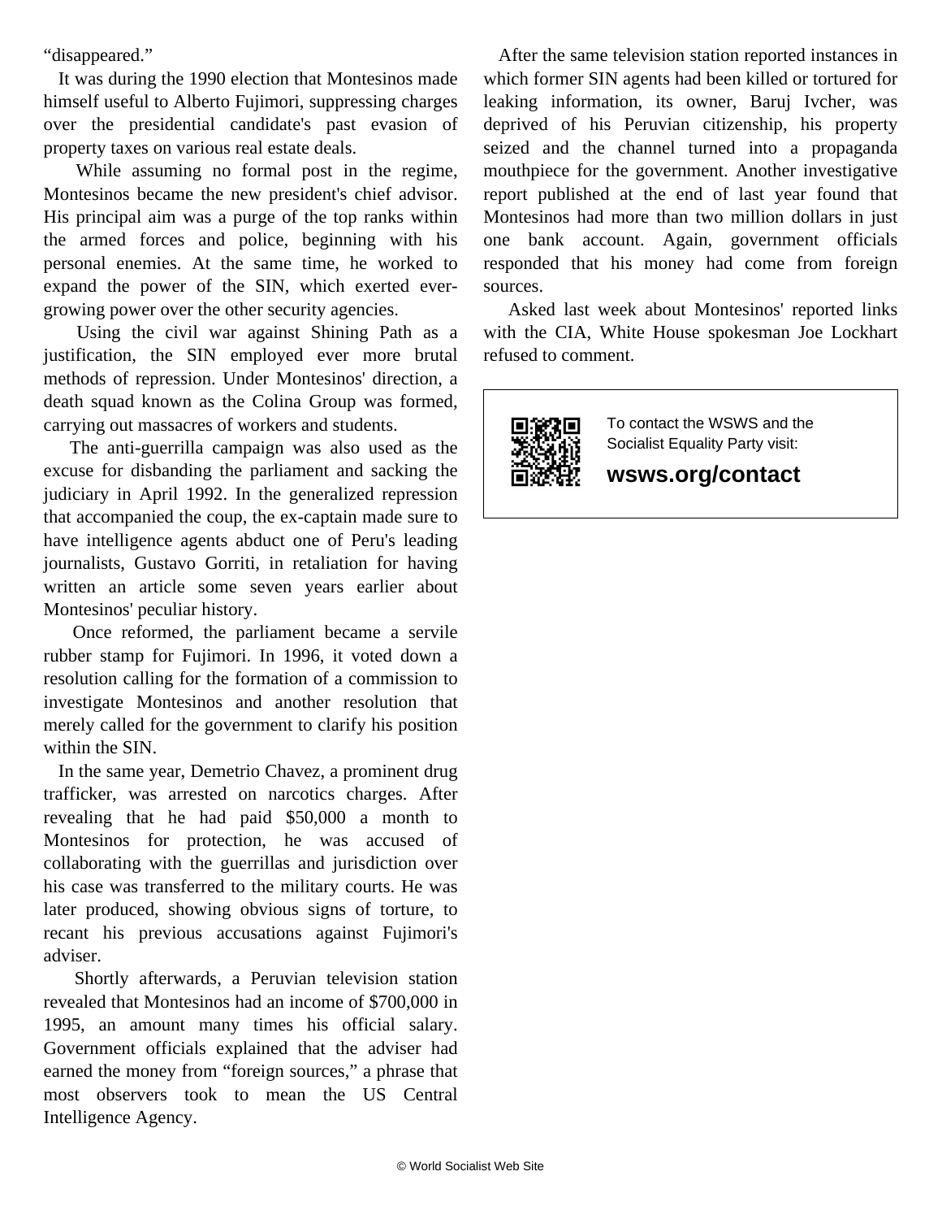"disappeared."

It was during the 1990 election that Montesinos made himself useful to Alberto Fujimori, suppressing charges over the presidential candidate's past evasion of property taxes on various real estate deals.

While assuming no formal post in the regime, Montesinos became the new president's chief advisor. His principal aim was a purge of the top ranks within the armed forces and police, beginning with his personal enemies. At the same time, he worked to expand the power of the SIN, which exerted ever-growing power over the other security agencies.

Using the civil war against Shining Path as a justification, the SIN employed ever more brutal methods of repression. Under Montesinos' direction, a death squad known as the Colina Group was formed, carrying out massacres of workers and students.

The anti-guerrilla campaign was also used as the excuse for disbanding the parliament and sacking the judiciary in April 1992. In the generalized repression that accompanied the coup, the ex-captain made sure to have intelligence agents abduct one of Peru's leading journalists, Gustavo Gorriti, in retaliation for having written an article some seven years earlier about Montesinos' peculiar history.

Once reformed, the parliament became a servile rubber stamp for Fujimori. In 1996, it voted down a resolution calling for the formation of a commission to investigate Montesinos and another resolution that merely called for the government to clarify his position within the SIN.

In the same year, Demetrio Chavez, a prominent drug trafficker, was arrested on narcotics charges. After revealing that he had paid $50,000 a month to Montesinos for protection, he was accused of collaborating with the guerrillas and jurisdiction over his case was transferred to the military courts. He was later produced, showing obvious signs of torture, to recant his previous accusations against Fujimori's adviser.

Shortly afterwards, a Peruvian television station revealed that Montesinos had an income of $700,000 in 1995, an amount many times his official salary. Government officials explained that the adviser had earned the money from "foreign sources," a phrase that most observers took to mean the US Central Intelligence Agency.

After the same television station reported instances in which former SIN agents had been killed or tortured for leaking information, its owner, Baruj Ivcher, was deprived of his Peruvian citizenship, his property seized and the channel turned into a propaganda mouthpiece for the government. Another investigative report published at the end of last year found that Montesinos had more than two million dollars in just one bank account. Again, government officials responded that his money had come from foreign sources.

Asked last week about Montesinos' reported links with the CIA, White House spokesman Joe Lockhart refused to comment.

To contact the WSWS and the Socialist Equality Party visit:

**wsws.org/contact**